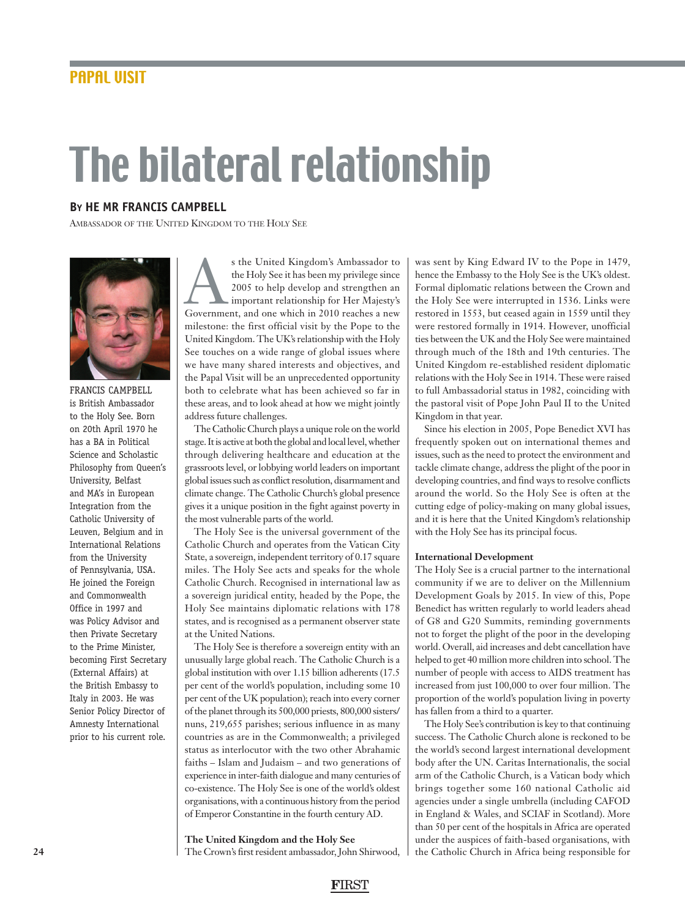PAPAL VISIT

# The bilateral relationship

**By HE MR FRANCIS CAMPBELL**

Ambassador of the United Kingdom to the Holy See

FRANCIS CAMPBELL is British Ambassador to the Holy See. Born on 20th April 1970 he has a BA in Political Science and Scholastic Philosophy from Queen's University, Belfast and MA's in European Integration from the Catholic University of Leuven, Belgium and in International Relations from the University of Pennsylvania, USA. He joined the Foreign and Commonwealth Office in 1997 and was Policy Advisor and then Private Secretary to the Prime Minister, becoming First Secretary (External Affairs) at the British Embassy to Italy in 2003. He was Senior Policy Director of Amnesty International prior to his current role.

As the United Kingdom's Ambassador to the Holy See it has been my privilege since 2005 to help develop and strengthen an important relationship for Her Majesty's Government, and one which in 2010 reaches a new milestone: the first official visit by the Pope to the United Kingdom. The UK's relationship with the Holy See touches on a wide range of global issues where we have many shared interests and objectives, and the Papal Visit will be an unprecedented opportunity both to celebrate what has been achieved so far in these areas, and to look ahead at how we might jointly address future challenges.

The Catholic Church plays a unique role on the world stage. It is active at both the global and local level, whether through delivering healthcare and education at the grassroots level, or lobbying world leaders on important global issues such as conflict resolution, disarmament and climate change. The Catholic Church's global presence gives it a unique position in the fight against poverty in the most vulnerable parts of the world.

The Holy See is the universal government of the Catholic Church and operates from the Vatican City State, a sovereign, independent territory of 0.17 square miles. The Holy See acts and speaks for the whole Catholic Church. Recognised in international law as a sovereign juridical entity, headed by the Pope, the Holy See maintains diplomatic relations with 178 states, and is recognised as a permanent observer state at the United Nations.

The Holy See is therefore a sovereign entity with an unusually large global reach. The Catholic Church is a global institution with over 1.15 billion adherents (17.5 per cent of the world's population, including some 10 per cent of the UK population); reach into every corner of the planet through its 500,000 priests, 800,000 sisters/nuns, 219,655 parishes; serious influence in as many countries as are in the Commonwealth; a privileged status as interlocutor with the two other Abrahamic faiths – Islam and Judaism – and two generations of experience in inter-faith dialogue and many centuries of co-existence. The Holy See is one of the world's oldest organisations, with a continuous history from the period of Emperor Constantine in the fourth century AD.

**The United Kingdom and the Holy See**

The Crown's first resident ambassador, John Shirwood, was sent by King Edward IV to the Pope in 1479, hence the Embassy to the Holy See is the UK's oldest. Formal diplomatic relations between the Crown and the Holy See were interrupted in 1536. Links were restored in 1553, but ceased again in 1559 until they were restored formally in 1914. However, unofficial ties between the UK and the Holy See were maintained through much of the 18th and 19th centuries. The United Kingdom re-established resident diplomatic relations with the Holy See in 1914. These were raised to full Ambassadorial status in 1982, coinciding with the pastoral visit of Pope John Paul II to the United Kingdom in that year.

Since his election in 2005, Pope Benedict XVI has frequently spoken out on international themes and issues, such as the need to protect the environment and tackle climate change, address the plight of the poor in developing countries, and find ways to resolve conflicts around the world. So the Holy See is often at the cutting edge of policy-making on many global issues, and it is here that the United Kingdom's relationship with the Holy See has its principal focus.

**International Development**

The Holy See is a crucial partner to the international community if we are to deliver on the Millennium Development Goals by 2015. In view of this, Pope Benedict has written regularly to world leaders ahead of G8 and G20 Summits, reminding governments not to forget the plight of the poor in the developing world. Overall, aid increases and debt cancellation have helped to get 40 million more children into school. The number of people with access to AIDS treatment has increased from just 100,000 to over four million. The proportion of the world's population living in poverty has fallen from a third to a quarter.

The Holy See's contribution is key to that continuing success. The Catholic Church alone is reckoned to be the world's second largest international development body after the UN. Caritas Internationalis, the social arm of the Catholic Church, is a Vatican body which brings together some 160 national Catholic aid agencies under a single umbrella (including CAFOD in England & Wales, and SCIAF in Scotland). More than 50 per cent of the hospitals in Africa are operated under the auspices of faith-based organisations, with the Catholic Church in Africa being responsible for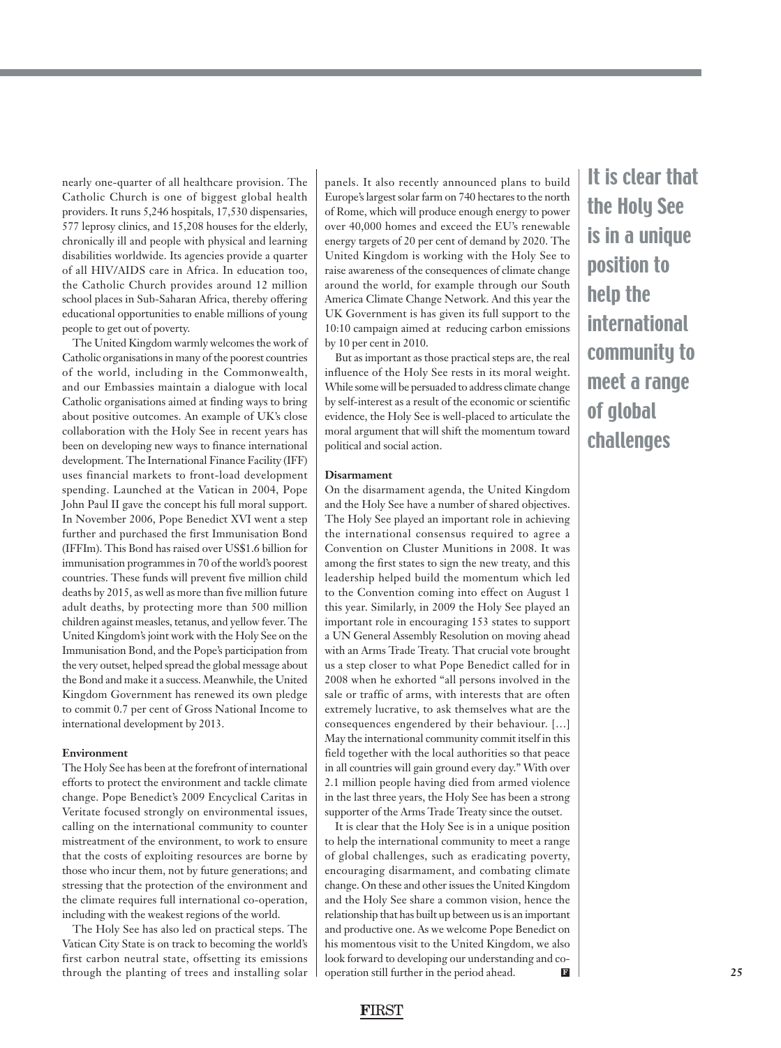nearly one-quarter of all healthcare provision. The Catholic Church is one of biggest global health providers. It runs 5,246 hospitals, 17,530 dispensaries, 577 leprosy clinics, and 15,208 houses for the elderly, chronically ill and people with physical and learning disabilities worldwide. Its agencies provide a quarter of all HIV/AIDS care in Africa. In education too, the Catholic Church provides around 12 million school places in Sub-Saharan Africa, thereby offering educational opportunities to enable millions of young people to get out of poverty.

The United Kingdom warmly welcomes the work of Catholic organisations in many of the poorest countries of the world, including in the Commonwealth, and our Embassies maintain a dialogue with local Catholic organisations aimed at finding ways to bring about positive outcomes. An example of UK's close collaboration with the Holy See in recent years has been on developing new ways to finance international development. The International Finance Facility (IFF) uses financial markets to front-load development spending. Launched at the Vatican in 2004, Pope John Paul II gave the concept his full moral support. In November 2006, Pope Benedict XVI went a step further and purchased the first Immunisation Bond (IFFIm). This Bond has raised over US$1.6 billion for immunisation programmes in 70 of the world's poorest countries. These funds will prevent five million child deaths by 2015, as well as more than five million future adult deaths, by protecting more than 500 million children against measles, tetanus, and yellow fever. The United Kingdom's joint work with the Holy See on the Immunisation Bond, and the Pope's participation from the very outset, helped spread the global message about the Bond and make it a success. Meanwhile, the United Kingdom Government has renewed its own pledge to commit 0.7 per cent of Gross National Income to international development by 2013.

**Environment**

The Holy See has been at the forefront of international efforts to protect the environment and tackle climate change. Pope Benedict's 2009 Encyclical Caritas in Veritate focused strongly on environmental issues, calling on the international community to counter mistreatment of the environment, to work to ensure that the costs of exploiting resources are borne by those who incur them, not by future generations; and stressing that the protection of the environment and the climate requires full international co-operation, including with the weakest regions of the world.

The Holy See has also led on practical steps. The Vatican City State is on track to becoming the world's first carbon neutral state, offsetting its emissions through the planting of trees and installing solar panels. It also recently announced plans to build Europe's largest solar farm on 740 hectares to the north of Rome, which will produce enough energy to power over 40,000 homes and exceed the EU's renewable energy targets of 20 per cent of demand by 2020. The United Kingdom is working with the Holy See to raise awareness of the consequences of climate change around the world, for example through our South America Climate Change Network. And this year the UK Government is has given its full support to the 10:10 campaign aimed at reducing carbon emissions by 10 per cent in 2010.

But as important as those practical steps are, the real influence of the Holy See rests in its moral weight. While some will be persuaded to address climate change by self-interest as a result of the economic or scientific evidence, the Holy See is well-placed to articulate the moral argument that will shift the momentum toward political and social action.

**Disarmament**

On the disarmament agenda, the United Kingdom and the Holy See have a number of shared objectives. The Holy See played an important role in achieving the international consensus required to agree a Convention on Cluster Munitions in 2008. It was among the first states to sign the new treaty, and this leadership helped build the momentum which led to the Convention coming into effect on August 1 this year. Similarly, in 2009 the Holy See played an important role in encouraging 153 states to support a UN General Assembly Resolution on moving ahead with an Arms Trade Treaty. That crucial vote brought us a step closer to what Pope Benedict called for in 2008 when he exhorted "all persons involved in the sale or traffic of arms, with interests that are often extremely lucrative, to ask themselves what are the consequences engendered by their behaviour. [...] May the international community commit itself in this field together with the local authorities so that peace in all countries will gain ground every day." With over 2.1 million people having died from armed violence in the last three years, the Holy See has been a strong supporter of the Arms Trade Treaty since the outset.

It is clear that the Holy See is in a unique position to help the international community to meet a range of global challenges, such as eradicating poverty, encouraging disarmament, and combating climate change. On these and other issues the United Kingdom and the Holy See share a common vision, hence the relationship that has built up between us is an important and productive one. As we welcome Pope Benedict on his momentous visit to the United Kingdom, we also look forward to developing our understanding and co-operation still further in the period ahead.

**It is clear that the Holy See is in a unique position to help the international community to meet a range of global challenges**